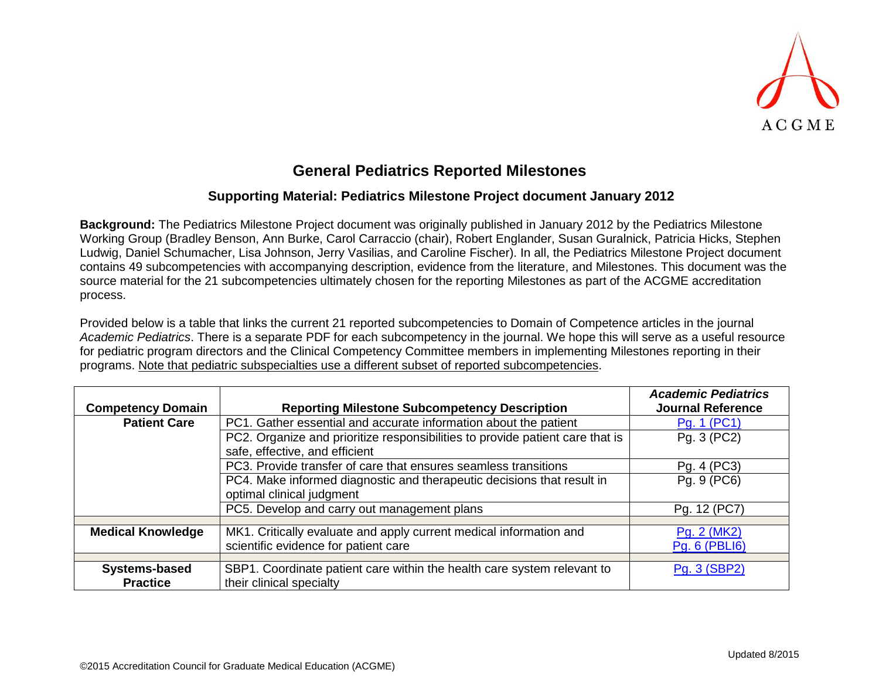ACGME

# General Pediatrics Reported Milestones

## Supporting Material: Pediatrics Milestone Project document January 2012

**Background:** The Pediatrics Milestone Project document was originally published in January 2012 by the Pediatrics Milestone Working Group (Bradley Benson, Ann Burke, Carol Carraccio (chair), Robert Englander, Susan Guralnick, Patricia Hicks, Stephen Ludwig, Daniel Schumacher, Lisa Johnson, Jerry Vasilias, and Caroline Fischer). In all, the Pediatrics Milestone Project document contains 49 subcompetencies with accompanying description, evidence from the literature, and Milestones. This document was the source material for the 21 subcompetencies ultimately chosen for the reporting Milestones as part of the ACGME accreditation process.

Provided below is a table that links the current 21 reported subcompetencies to Domain of Competence articles in the journal *Academic Pediatrics*. There is a separate PDF for each subcompetency in the journal. We hope this will serve as a useful resource for pediatric program directors and the Clinical Competency Committee members in implementing Milestones reporting in their programs. Note that pediatric subspecialties use a different subset of reported subcompetencies.

| Competency Domain | Reporting Milestone Subcompetency Description | *Academic Pediatrics* Journal Reference |
|---|---|---|
| **Patient Care** | PC1. Gather essential and accurate information about the patient | Pg. 1 (PC1) |
| | PC2. Organize and prioritize responsibilities to provide patient care that is safe, effective, and efficient | Pg. 3 (PC2) |
| | PC3. Provide transfer of care that ensures seamless transitions | Pg. 4 (PC3) |
| | PC4. Make informed diagnostic and therapeutic decisions that result in optimal clinical judgment | Pg. 9 (PC6) |
| | PC5. Develop and carry out management plans | Pg. 12 (PC7) |
| | | |
| **Medical Knowledge** | MK1. Critically evaluate and apply current medical information and scientific evidence for patient care | Pg. 2 (MK2)<br>Pg. 6 (PBLI6) |
| | | |
| **Systems-based Practice** | SBP1. Coordinate patient care within the health care system relevant to their clinical specialty | Pg. 3 (SBP2) |

©2015 Accreditation Council for Graduate Medical Education (ACGME)

Updated 8/2015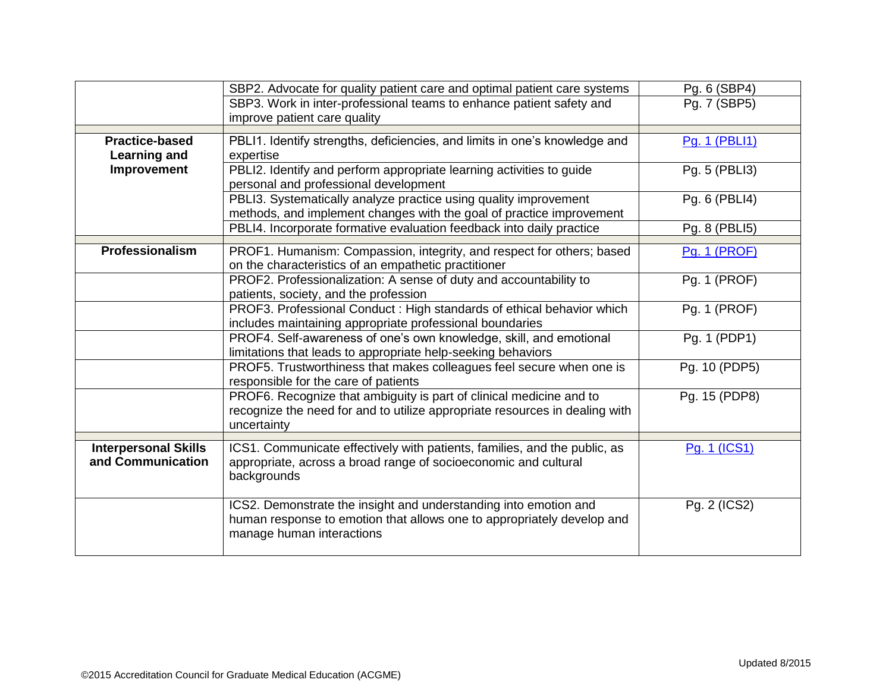| | | |
|---|---|---|
| | SBP2. Advocate for quality patient care and optimal patient care systems | Pg. 6 (SBP4) |
| | SBP3. Work in inter-professional teams to enhance patient safety and improve patient care quality | Pg. 7 (SBP5) |
| | | |
| **Practice-based Learning and Improvement** | PBLI1. Identify strengths, deficiencies, and limits in one's knowledge and expertise | Pg. 1 (PBLI1) |
| | PBLI2. Identify and perform appropriate learning activities to guide personal and professional development | Pg. 5 (PBLI3) |
| | PBLI3. Systematically analyze practice using quality improvement methods, and implement changes with the goal of practice improvement | Pg. 6 (PBLI4) |
| | PBLI4. Incorporate formative evaluation feedback into daily practice | Pg. 8 (PBLI5) |
| | | |
| **Professionalism** | PROF1. Humanism: Compassion, integrity, and respect for others; based on the characteristics of an empathetic practitioner | Pg. 1 (PROF) |
| | PROF2. Professionalization: A sense of duty and accountability to patients, society, and the profession | Pg. 1 (PROF) |
| | PROF3. Professional Conduct : High standards of ethical behavior which includes maintaining appropriate professional boundaries | Pg. 1 (PROF) |
| | PROF4. Self-awareness of one's own knowledge, skill, and emotional limitations that leads to appropriate help-seeking behaviors | Pg. 1 (PDP1) |
| | PROF5. Trustworthiness that makes colleagues feel secure when one is responsible for the care of patients | Pg. 10 (PDP5) |
| | PROF6. Recognize that ambiguity is part of clinical medicine and to recognize the need for and to utilize appropriate resources in dealing with uncertainty | Pg. 15 (PDP8) |
| | | |
| **Interpersonal Skills and Communication** | ICS1. Communicate effectively with patients, families, and the public, as appropriate, across a broad range of socioeconomic and cultural backgrounds | Pg. 1 (ICS1) |
| | ICS2. Demonstrate the insight and understanding into emotion and human response to emotion that allows one to appropriately develop and manage human interactions | Pg. 2 (ICS2) |

Updated 8/2015

©2015 Accreditation Council for Graduate Medical Education (ACGME)